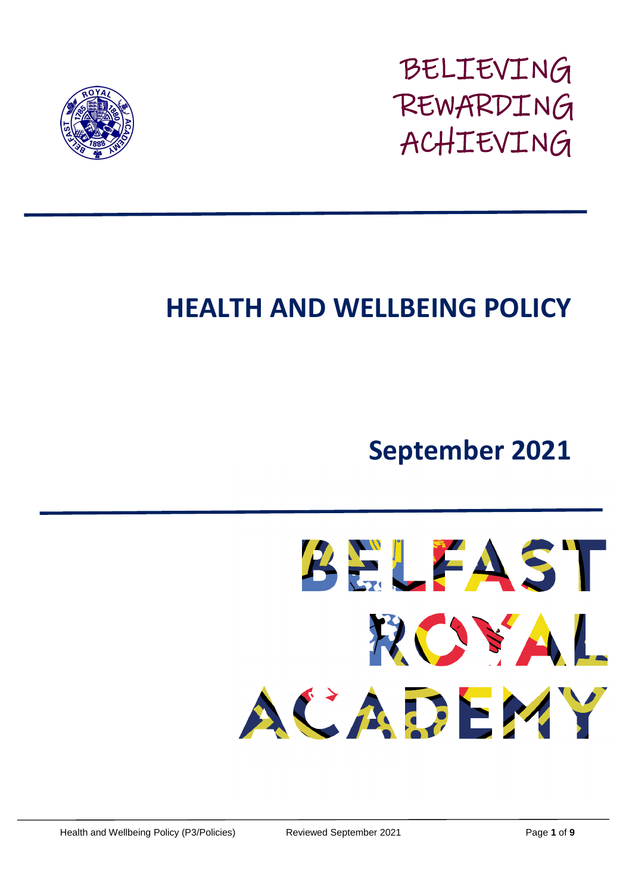BELIEVING
REWARDING
ACHIEVING

# HEALTH AND WELLBEING POLICY

## September 2021

BELFAST ROYAL ACADEMY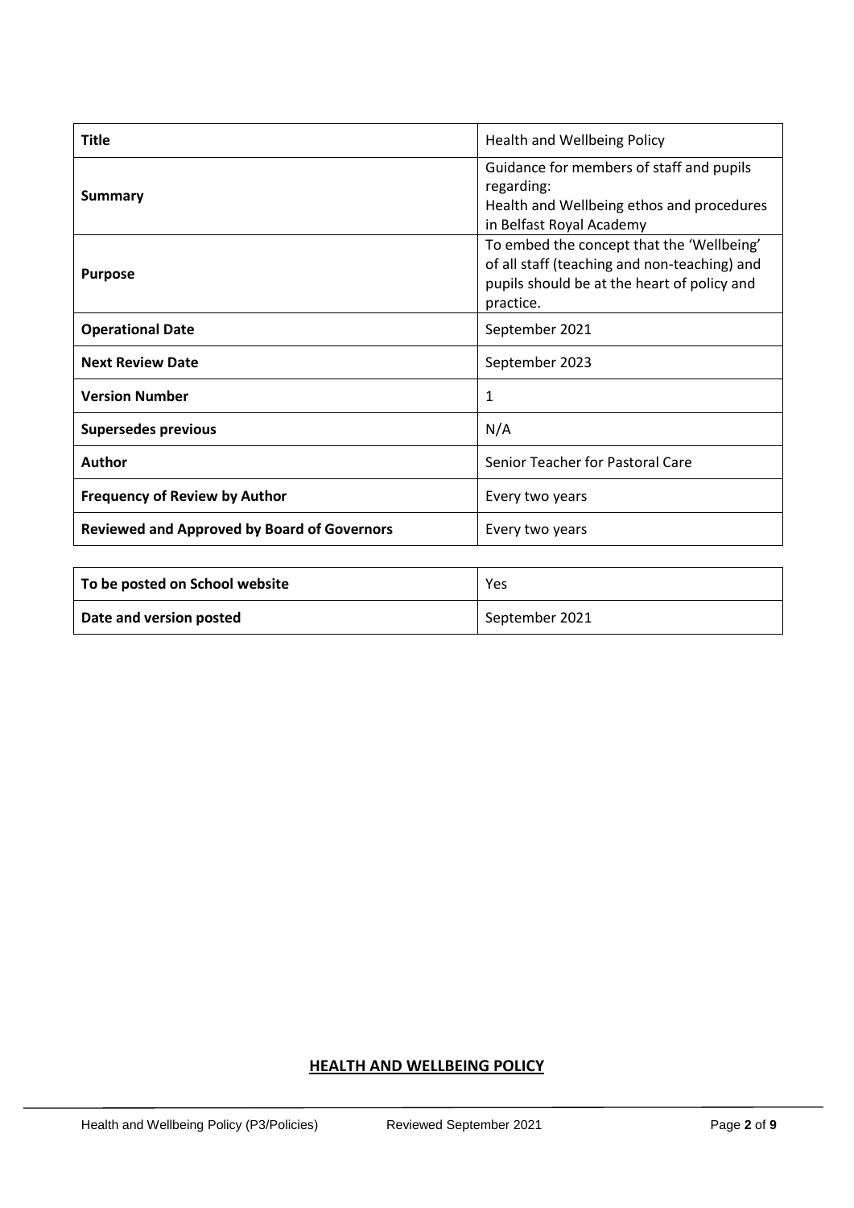| **Title** | Health and Wellbeing Policy |
|---|---|
| **Summary** | Guidance for members of staff and pupils regarding: Health and Wellbeing ethos and procedures in Belfast Royal Academy |
| **Purpose** | To embed the concept that the 'Wellbeing' of all staff (teaching and non-teaching) and pupils should be at the heart of policy and practice. |
| **Operational Date** | September 2021 |
| **Next Review Date** | September 2023 |
| **Version Number** | 1 |
| **Supersedes previous** | N/A |
| **Author** | Senior Teacher for Pastoral Care |
| **Frequency of Review by Author** | Every two years |
| **Reviewed and Approved by Board of Governors** | Every two years |

| **To be posted on School website** | Yes |
|---|---|
| **Date and version posted** | September 2021 |

## HEALTH AND WELLBEING POLICY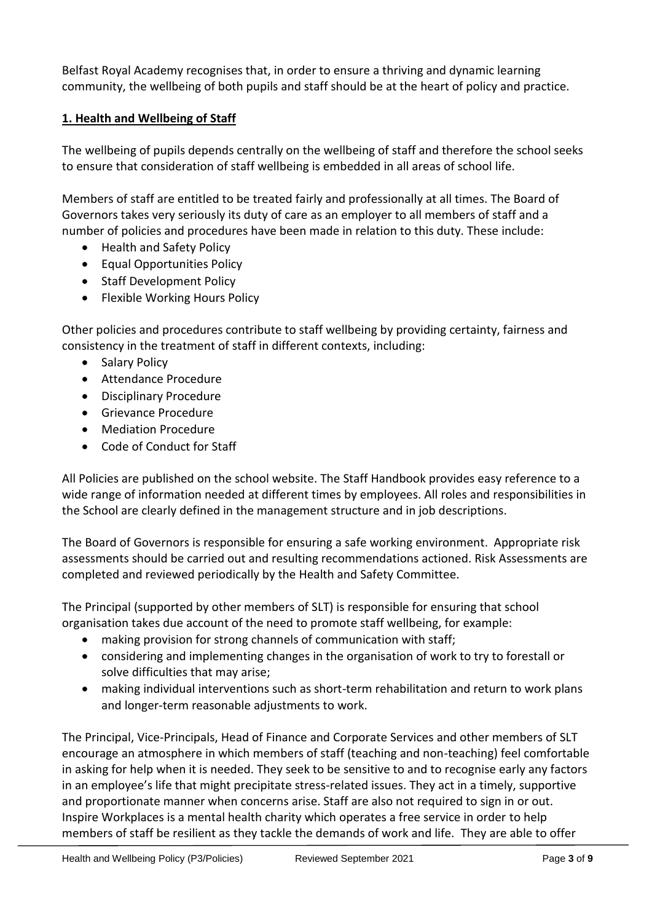Belfast Royal Academy recognises that, in order to ensure a thriving and dynamic learning community, the wellbeing of both pupils and staff should be at the heart of policy and practice.

## 1. Health and Wellbeing of Staff

The wellbeing of pupils depends centrally on the wellbeing of staff and therefore the school seeks to ensure that consideration of staff wellbeing is embedded in all areas of school life.

Members of staff are entitled to be treated fairly and professionally at all times. The Board of Governors takes very seriously its duty of care as an employer to all members of staff and a number of policies and procedures have been made in relation to this duty. These include:

- Health and Safety Policy
- Equal Opportunities Policy
- Staff Development Policy
- Flexible Working Hours Policy

Other policies and procedures contribute to staff wellbeing by providing certainty, fairness and consistency in the treatment of staff in different contexts, including:

- Salary Policy
- Attendance Procedure
- Disciplinary Procedure
- Grievance Procedure
- Mediation Procedure
- Code of Conduct for Staff

All Policies are published on the school website. The Staff Handbook provides easy reference to a wide range of information needed at different times by employees. All roles and responsibilities in the School are clearly defined in the management structure and in job descriptions.

The Board of Governors is responsible for ensuring a safe working environment. Appropriate risk assessments should be carried out and resulting recommendations actioned. Risk Assessments are completed and reviewed periodically by the Health and Safety Committee.

The Principal (supported by other members of SLT) is responsible for ensuring that school organisation takes due account of the need to promote staff wellbeing, for example:

- making provision for strong channels of communication with staff;
- considering and implementing changes in the organisation of work to try to forestall or solve difficulties that may arise;
- making individual interventions such as short-term rehabilitation and return to work plans and longer-term reasonable adjustments to work.

The Principal, Vice-Principals, Head of Finance and Corporate Services and other members of SLT encourage an atmosphere in which members of staff (teaching and non-teaching) feel comfortable in asking for help when it is needed. They seek to be sensitive to and to recognise early any factors in an employee's life that might precipitate stress-related issues. They act in a timely, supportive and proportionate manner when concerns arise. Staff are also not required to sign in or out. Inspire Workplaces is a mental health charity which operates a free service in order to help members of staff be resilient as they tackle the demands of work and life. They are able to offer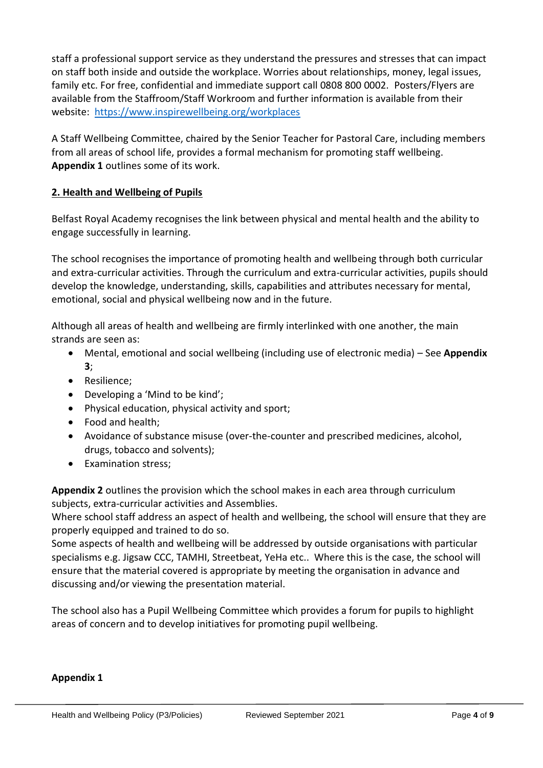staff a professional support service as they understand the pressures and stresses that can impact on staff both inside and outside the workplace. Worries about relationships, money, legal issues, family etc. For free, confidential and immediate support call 0808 800 0002. Posters/Flyers are available from the Staffroom/Staff Workroom and further information is available from their website: [https://www.inspirewellbeing.org/workplaces](https://www.inspirewellbeing.org/workplaces)

A Staff Wellbeing Committee, chaired by the Senior Teacher for Pastoral Care, including members from all areas of school life, provides a formal mechanism for promoting staff wellbeing. **Appendix 1** outlines some of its work.

## 2. Health and Wellbeing of Pupils

Belfast Royal Academy recognises the link between physical and mental health and the ability to engage successfully in learning.

The school recognises the importance of promoting health and wellbeing through both curricular and extra-curricular activities. Through the curriculum and extra-curricular activities, pupils should develop the knowledge, understanding, skills, capabilities and attributes necessary for mental, emotional, social and physical wellbeing now and in the future.

Although all areas of health and wellbeing are firmly interlinked with one another, the main strands are seen as:

- Mental, emotional and social wellbeing (including use of electronic media) – See **Appendix 3**;
- Resilience;
- Developing a 'Mind to be kind';
- Physical education, physical activity and sport;
- Food and health;
- Avoidance of substance misuse (over-the-counter and prescribed medicines, alcohol, drugs, tobacco and solvents);
- Examination stress;

**Appendix 2** outlines the provision which the school makes in each area through curriculum subjects, extra-curricular activities and Assemblies.
Where school staff address an aspect of health and wellbeing, the school will ensure that they are properly equipped and trained to do so.
Some aspects of health and wellbeing will be addressed by outside organisations with particular specialisms e.g. Jigsaw CCC, TAMHI, Streetbeat, YeHa etc.. Where this is the case, the school will ensure that the material covered is appropriate by meeting the organisation in advance and discussing and/or viewing the presentation material.

The school also has a Pupil Wellbeing Committee which provides a forum for pupils to highlight areas of concern and to develop initiatives for promoting pupil wellbeing.

**Appendix 1**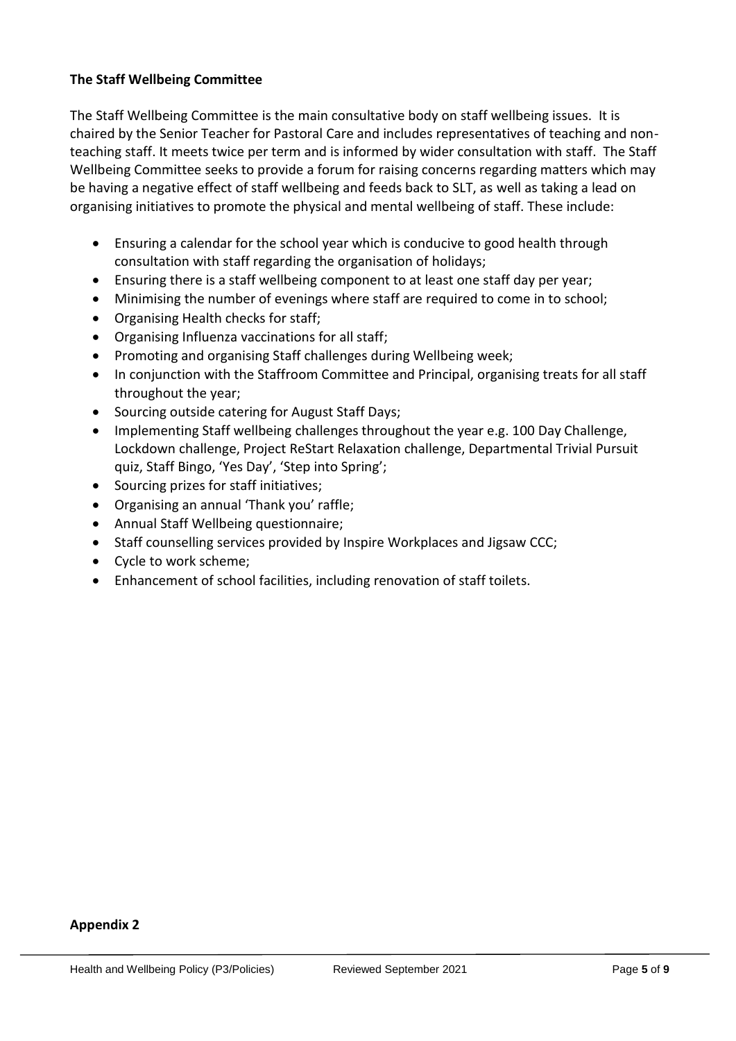**The Staff Wellbeing Committee**

The Staff Wellbeing Committee is the main consultative body on staff wellbeing issues. It is chaired by the Senior Teacher for Pastoral Care and includes representatives of teaching and non-teaching staff. It meets twice per term and is informed by wider consultation with staff. The Staff Wellbeing Committee seeks to provide a forum for raising concerns regarding matters which may be having a negative effect of staff wellbeing and feeds back to SLT, as well as taking a lead on organising initiatives to promote the physical and mental wellbeing of staff. These include:

- Ensuring a calendar for the school year which is conducive to good health through consultation with staff regarding the organisation of holidays;
- Ensuring there is a staff wellbeing component to at least one staff day per year;
- Minimising the number of evenings where staff are required to come in to school;
- Organising Health checks for staff;
- Organising Influenza vaccinations for all staff;
- Promoting and organising Staff challenges during Wellbeing week;
- In conjunction with the Staffroom Committee and Principal, organising treats for all staff throughout the year;
- Sourcing outside catering for August Staff Days;
- Implementing Staff wellbeing challenges throughout the year e.g. 100 Day Challenge, Lockdown challenge, Project ReStart Relaxation challenge, Departmental Trivial Pursuit quiz, Staff Bingo, 'Yes Day', 'Step into Spring';
- Sourcing prizes for staff initiatives;
- Organising an annual 'Thank you' raffle;
- Annual Staff Wellbeing questionnaire;
- Staff counselling services provided by Inspire Workplaces and Jigsaw CCC;
- Cycle to work scheme;
- Enhancement of school facilities, including renovation of staff toilets.

**Appendix 2**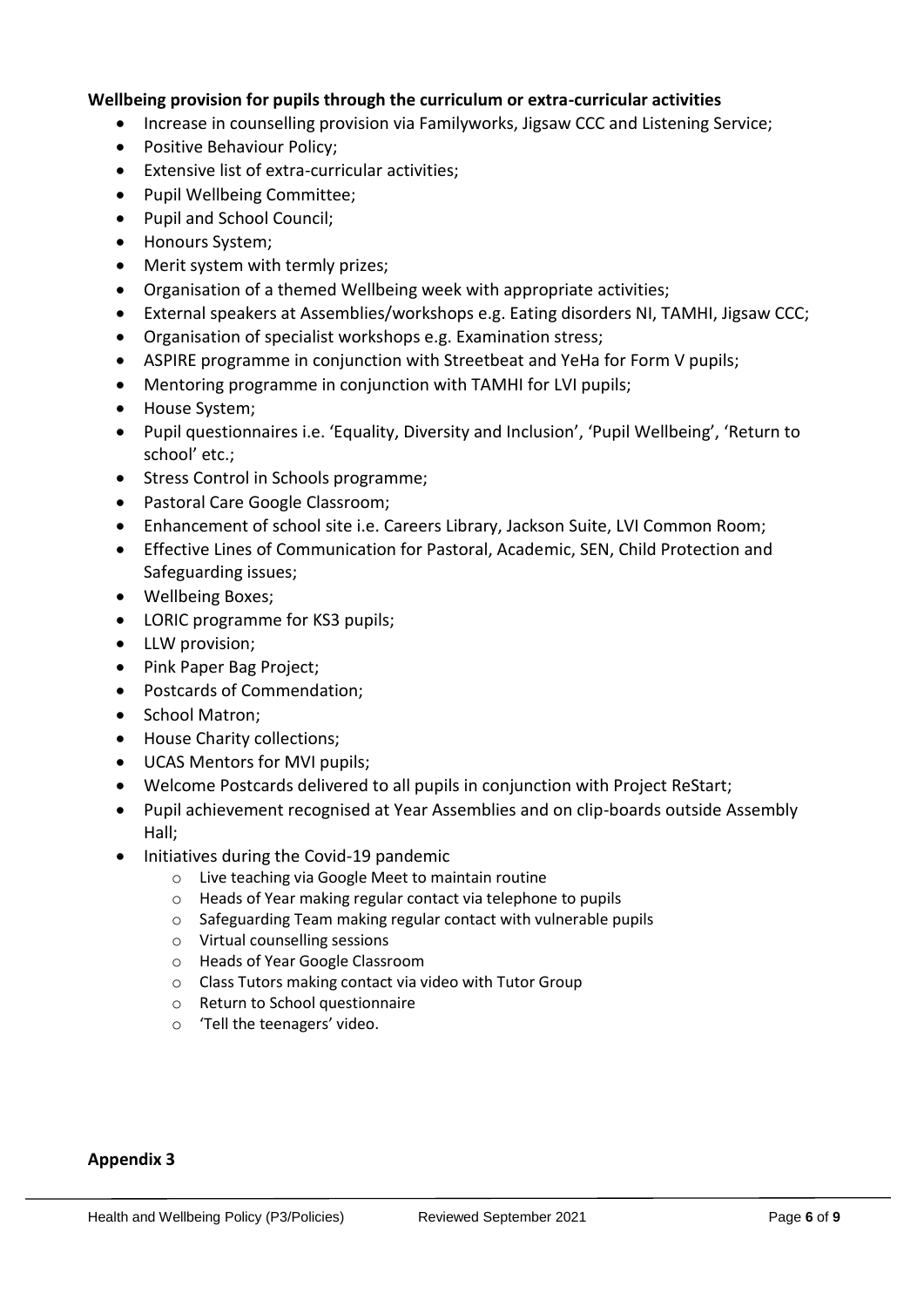**Wellbeing provision for pupils through the curriculum or extra-curricular activities**

- Increase in counselling provision via Familyworks, Jigsaw CCC and Listening Service;
- Positive Behaviour Policy;
- Extensive list of extra-curricular activities;
- Pupil Wellbeing Committee;
- Pupil and School Council;
- Honours System;
- Merit system with termly prizes;
- Organisation of a themed Wellbeing week with appropriate activities;
- External speakers at Assemblies/workshops e.g. Eating disorders NI, TAMHI, Jigsaw CCC;
- Organisation of specialist workshops e.g. Examination stress;
- ASPIRE programme in conjunction with Streetbeat and YeHa for Form V pupils;
- Mentoring programme in conjunction with TAMHI for LVI pupils;
- House System;
- Pupil questionnaires i.e. 'Equality, Diversity and Inclusion', 'Pupil Wellbeing', 'Return to school' etc.;
- Stress Control in Schools programme;
- Pastoral Care Google Classroom;
- Enhancement of school site i.e. Careers Library, Jackson Suite, LVI Common Room;
- Effective Lines of Communication for Pastoral, Academic, SEN, Child Protection and Safeguarding issues;
- Wellbeing Boxes;
- LORIC programme for KS3 pupils;
- LLW provision;
- Pink Paper Bag Project;
- Postcards of Commendation;
- School Matron;
- House Charity collections;
- UCAS Mentors for MVI pupils;
- Welcome Postcards delivered to all pupils in conjunction with Project ReStart;
- Pupil achievement recognised at Year Assemblies and on clip-boards outside Assembly Hall;
- Initiatives during the Covid-19 pandemic
  - Live teaching via Google Meet to maintain routine
  - Heads of Year making regular contact via telephone to pupils
  - Safeguarding Team making regular contact with vulnerable pupils
  - Virtual counselling sessions
  - Heads of Year Google Classroom
  - Class Tutors making contact via video with Tutor Group
  - Return to School questionnaire
  - 'Tell the teenagers' video.

**Appendix 3**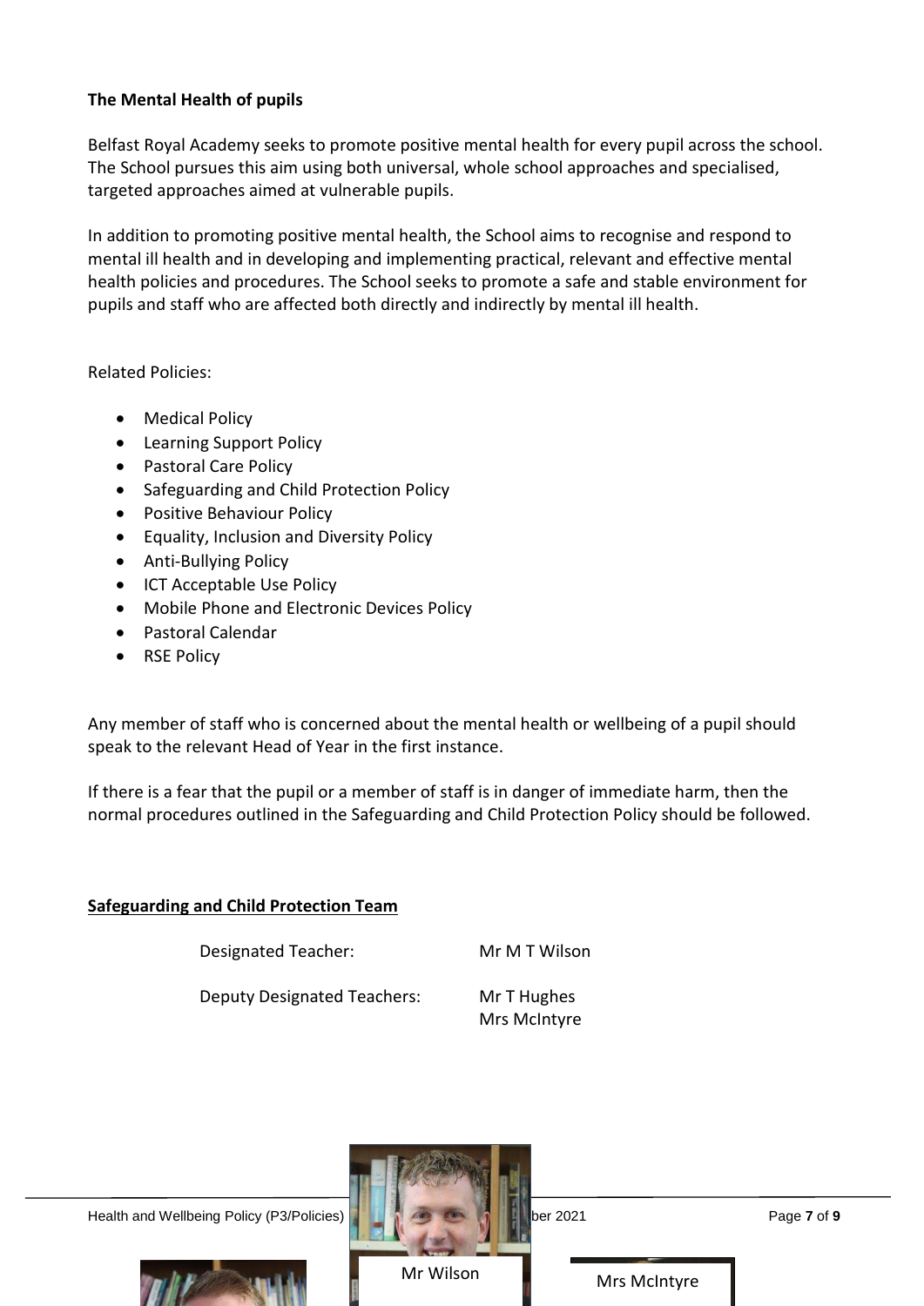**The Mental Health of pupils**

Belfast Royal Academy seeks to promote positive mental health for every pupil across the school. The School pursues this aim using both universal, whole school approaches and specialised, targeted approaches aimed at vulnerable pupils.

In addition to promoting positive mental health, the School aims to recognise and respond to mental ill health and in developing and implementing practical, relevant and effective mental health policies and procedures. The School seeks to promote a safe and stable environment for pupils and staff who are affected both directly and indirectly by mental ill health.

Related Policies:

- Medical Policy
- Learning Support Policy
- Pastoral Care Policy
- Safeguarding and Child Protection Policy
- Positive Behaviour Policy
- Equality, Inclusion and Diversity Policy
- Anti-Bullying Policy
- ICT Acceptable Use Policy
- Mobile Phone and Electronic Devices Policy
- Pastoral Calendar
- RSE Policy

Any member of staff who is concerned about the mental health or wellbeing of a pupil should speak to the relevant Head of Year in the first instance.

If there is a fear that the pupil or a member of staff is in danger of immediate harm, then the normal procedures outlined in the Safeguarding and Child Protection Policy should be followed.

**Safeguarding and Child Protection Team**

Designated Teacher: Mr M T Wilson

Deputy Designated Teachers: Mr T Hughes
Mrs McIntyre

Mr Wilson

Mrs McIntyre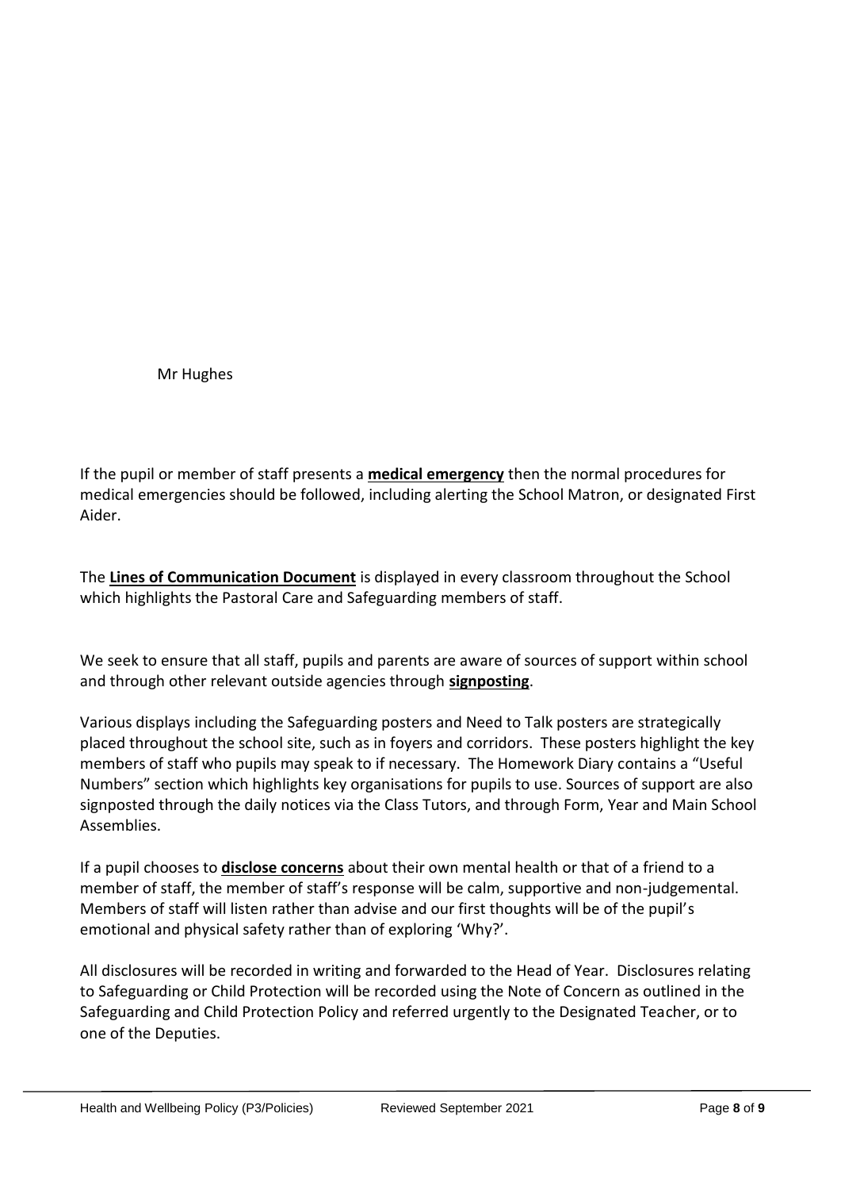Mr Hughes

If the pupil or member of staff presents a **medical emergency** then the normal procedures for medical emergencies should be followed, including alerting the School Matron, or designated First Aider.

The **Lines of Communication Document** is displayed in every classroom throughout the School which highlights the Pastoral Care and Safeguarding members of staff.

We seek to ensure that all staff, pupils and parents are aware of sources of support within school and through other relevant outside agencies through **signposting**.

Various displays including the Safeguarding posters and Need to Talk posters are strategically placed throughout the school site, such as in foyers and corridors. These posters highlight the key members of staff who pupils may speak to if necessary. The Homework Diary contains a "Useful Numbers" section which highlights key organisations for pupils to use. Sources of support are also signposted through the daily notices via the Class Tutors, and through Form, Year and Main School Assemblies.

If a pupil chooses to **disclose concerns** about their own mental health or that of a friend to a member of staff, the member of staff's response will be calm, supportive and non-judgemental. Members of staff will listen rather than advise and our first thoughts will be of the pupil's emotional and physical safety rather than of exploring 'Why?'.

All disclosures will be recorded in writing and forwarded to the Head of Year. Disclosures relating to Safeguarding or Child Protection will be recorded using the Note of Concern as outlined in the Safeguarding and Child Protection Policy and referred urgently to the Designated Teacher, or to one of the Deputies.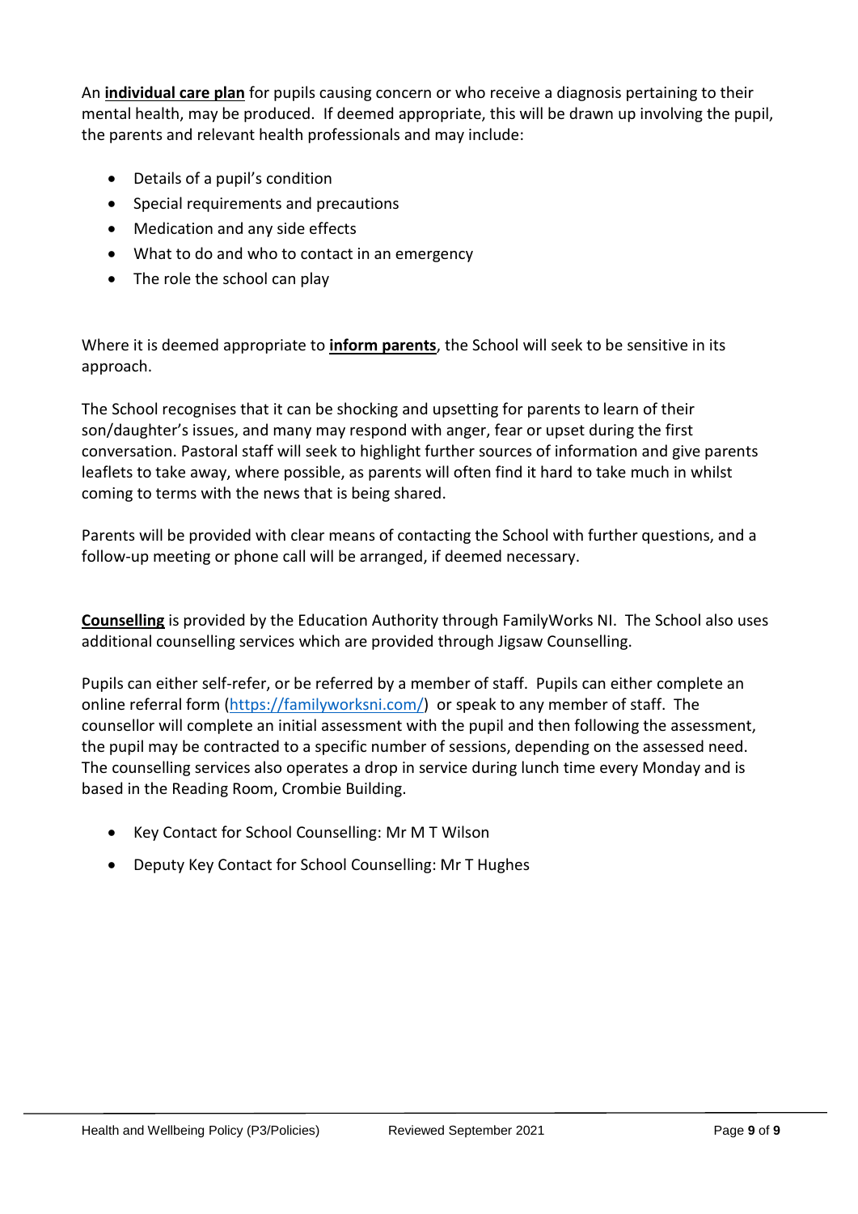An **individual care plan** for pupils causing concern or who receive a diagnosis pertaining to their mental health, may be produced. If deemed appropriate, this will be drawn up involving the pupil, the parents and relevant health professionals and may include:

- Details of a pupil's condition
- Special requirements and precautions
- Medication and any side effects
- What to do and who to contact in an emergency
- The role the school can play

Where it is deemed appropriate to **inform parents**, the School will seek to be sensitive in its approach.

The School recognises that it can be shocking and upsetting for parents to learn of their son/daughter's issues, and many may respond with anger, fear or upset during the first conversation. Pastoral staff will seek to highlight further sources of information and give parents leaflets to take away, where possible, as parents will often find it hard to take much in whilst coming to terms with the news that is being shared.

Parents will be provided with clear means of contacting the School with further questions, and a follow-up meeting or phone call will be arranged, if deemed necessary.

**Counselling** is provided by the Education Authority through FamilyWorks NI. The School also uses additional counselling services which are provided through Jigsaw Counselling.

Pupils can either self-refer, or be referred by a member of staff. Pupils can either complete an online referral form (https://familyworksni.com/) or speak to any member of staff. The counsellor will complete an initial assessment with the pupil and then following the assessment, the pupil may be contracted to a specific number of sessions, depending on the assessed need. The counselling services also operates a drop in service during lunch time every Monday and is based in the Reading Room, Crombie Building.

- Key Contact for School Counselling: Mr M T Wilson
- Deputy Key Contact for School Counselling: Mr T Hughes